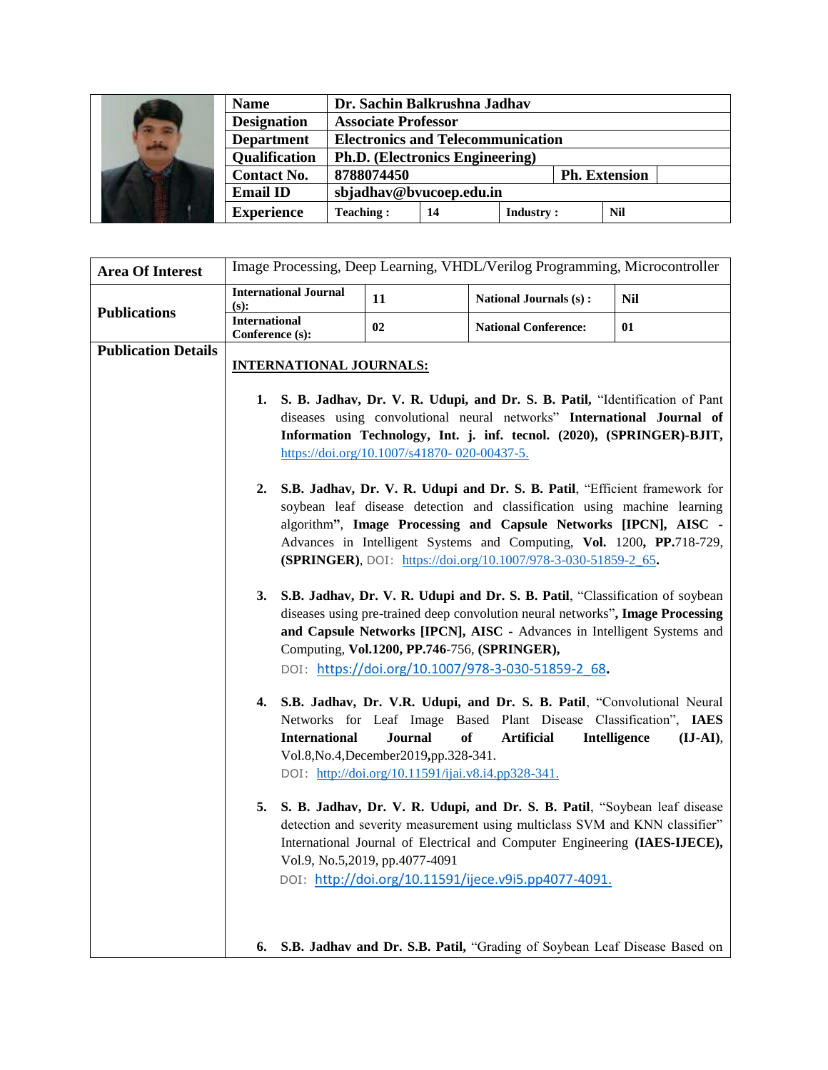| Name | Dr. Sachin Balkrushna Jadhav | | | |
|---|---|---|---|---|
| Designation | Associate Professor | | | |
| Department | Electronics and Telecommunication | | | |
| Qualification | Ph.D. (Electronics Engineering) | | | |
| Contact No. | 8788074450 | | Ph. Extension | |
| Email ID | sbjadhav@bvucoep.edu.in | | | |
| Experience | Teaching : | 14 | Industry : | Nil |

| Area Of Interest | Image Processing, Deep Learning, VHDL/Verilog Programming, Microcontroller | | | |
|---|---|---|---|---|
| Publications | International Journal (s): | 11 | National Journals (s) : | Nil |
| | International Conference (s): | 02 | National Conference: | 01 |

**Publication Details**

**INTERNATIONAL JOURNALS:**

1. **S. B. Jadhav, Dr. V. R. Udupi, and Dr. S. B. Patil,** "Identification of Pant diseases using convolutional neural networks" **International Journal of Information Technology, Int. j. inf. tecnol. (2020), (SPRINGER)-BJIT,** https://doi.org/10.1007/s41870- 020-00437-5.

2. **S.B. Jadhav, Dr. V. R. Udupi and Dr. S. B. Patil**, "Efficient framework for soybean leaf disease detection and classification using machine learning algorithm**"**, **Image Processing and Capsule Networks [IPCN], AISC** - Advances in Intelligent Systems and Computing, **Vol.** 1200**, PP.**718-729, **(SPRINGER)**, DOI: https://doi.org/10.1007/978-3-030-51859-2_65**.**

3. **S.B. Jadhav, Dr. V. R. Udupi and Dr. S. B. Patil**, "Classification of soybean diseases using pre-trained deep convolution neural networks"**, Image Processing and Capsule Networks [IPCN], AISC** - Advances in Intelligent Systems and Computing, **Vol.1200, PP.746**-756, **(SPRINGER),** DOI: https://doi.org/10.1007/978-3-030-51859-2_68**.**

4. **S.B. Jadhav, Dr. V.R. Udupi, and Dr. S. B. Patil**, "Convolutional Neural Networks for Leaf Image Based Plant Disease Classification", **IAES International Journal of Artificial Intelligence (IJ-AI)**, Vol.8,No.4,December2019**,**pp.328-341. DOI: http://doi.org/10.11591/ijai.v8.i4.pp328-341.

5. **S. B. Jadhav, Dr. V. R. Udupi, and Dr. S. B. Patil**, "Soybean leaf disease detection and severity measurement using multiclass SVM and KNN classifier" International Journal of Electrical and Computer Engineering **(IAES-IJECE),** Vol.9, No.5,2019, pp.4077-4091 DOI: http://doi.org/10.11591/ijece.v9i5.pp4077-4091.

6. **S.B. Jadhav and Dr. S.B. Patil,** "Grading of Soybean Leaf Disease Based on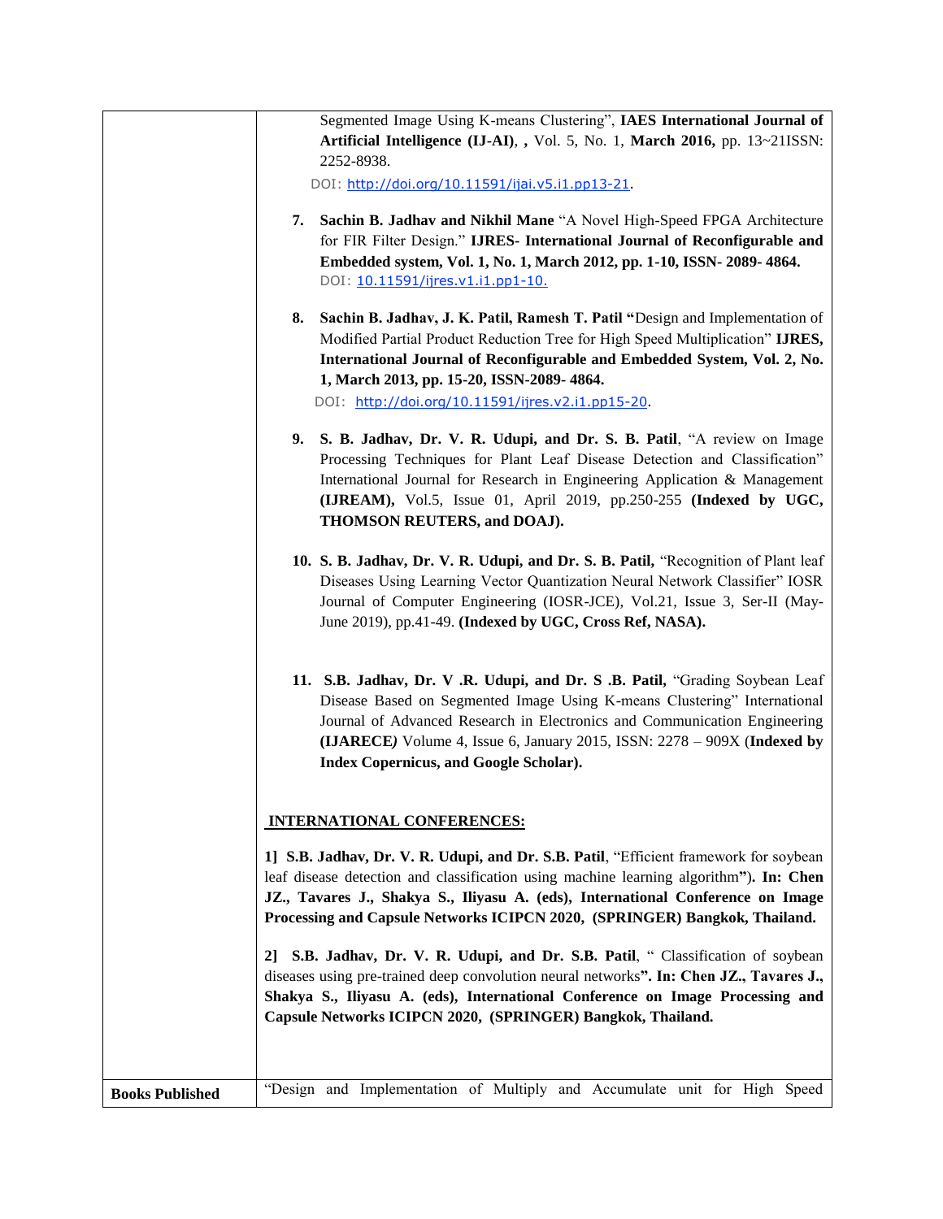| | |
|---|---|
| | Segmented Image Using K-means Clustering", **IAES International Journal of Artificial Intelligence (IJ-AI)**, **,** Vol. 5, No. 1, **March 2016,** pp. 13~21ISSN: 2252-8938. DOI: http://doi.org/10.11591/ijai.v5.i1.pp13-21. <br><br> **7. Sachin B. Jadhav and Nikhil Mane** "A Novel High-Speed FPGA Architecture for FIR Filter Design." **IJRES- International Journal of Reconfigurable and Embedded system, Vol. 1, No. 1, March 2012, pp. 1-10, ISSN- 2089- 4864.** DOI: 10.11591/ijres.v1.i1.pp1-10. <br><br> **8. Sachin B. Jadhav, J. K. Patil, Ramesh T. Patil "**Design and Implementation of Modified Partial Product Reduction Tree for High Speed Multiplication" **IJRES, International Journal of Reconfigurable and Embedded System, Vol. 2, No. 1, March 2013, pp. 15-20, ISSN-2089- 4864.** DOI: http://doi.org/10.11591/ijres.v2.i1.pp15-20. <br><br> **9. S. B. Jadhav, Dr. V. R. Udupi, and Dr. S. B. Patil**, "A review on Image Processing Techniques for Plant Leaf Disease Detection and Classification" International Journal for Research in Engineering Application & Management **(IJREAM),** Vol.5, Issue 01, April 2019, pp.250-255 **(Indexed by UGC, THOMSON REUTERS, and DOAJ).** <br><br> **10. S. B. Jadhav, Dr. V. R. Udupi, and Dr. S. B. Patil,** "Recognition of Plant leaf Diseases Using Learning Vector Quantization Neural Network Classifier" IOSR Journal of Computer Engineering (IOSR-JCE), Vol.21, Issue 3, Ser-II (May-June 2019), pp.41-49. **(Indexed by UGC, Cross Ref, NASA).** <br><br> **11. S.B. Jadhav, Dr. V .R. Udupi, and Dr. S .B. Patil,** "Grading Soybean Leaf Disease Based on Segmented Image Using K-means Clustering" International Journal of Advanced Research in Electronics and Communication Engineering **(IJARECE***)* Volume 4, Issue 6, January 2015, ISSN: 2278 – 909X (**Indexed by Index Copernicus, and Google Scholar).** <br><br> **INTERNATIONAL CONFERENCES:** <br><br> **1] S.B. Jadhav, Dr. V. R. Udupi, and Dr. S.B. Patil**, "Efficient framework for soybean leaf disease detection and classification using machine learning algorithm**"). In: Chen JZ., Tavares J., Shakya S., Iliyasu A. (eds), International Conference on Image Processing and Capsule Networks ICIPCN 2020, (SPRINGER) Bangkok, Thailand.** <br><br> **2] S.B. Jadhav, Dr. V. R. Udupi, and Dr. S.B. Patil**, " Classification of soybean diseases using pre-trained deep convolution neural networks**". In: Chen JZ., Tavares J., Shakya S., Iliyasu A. (eds), International Conference on Image Processing and Capsule Networks ICIPCN 2020, (SPRINGER) Bangkok, Thailand.** |
| **Books Published** | "Design and Implementation of Multiply and Accumulate unit for High Speed |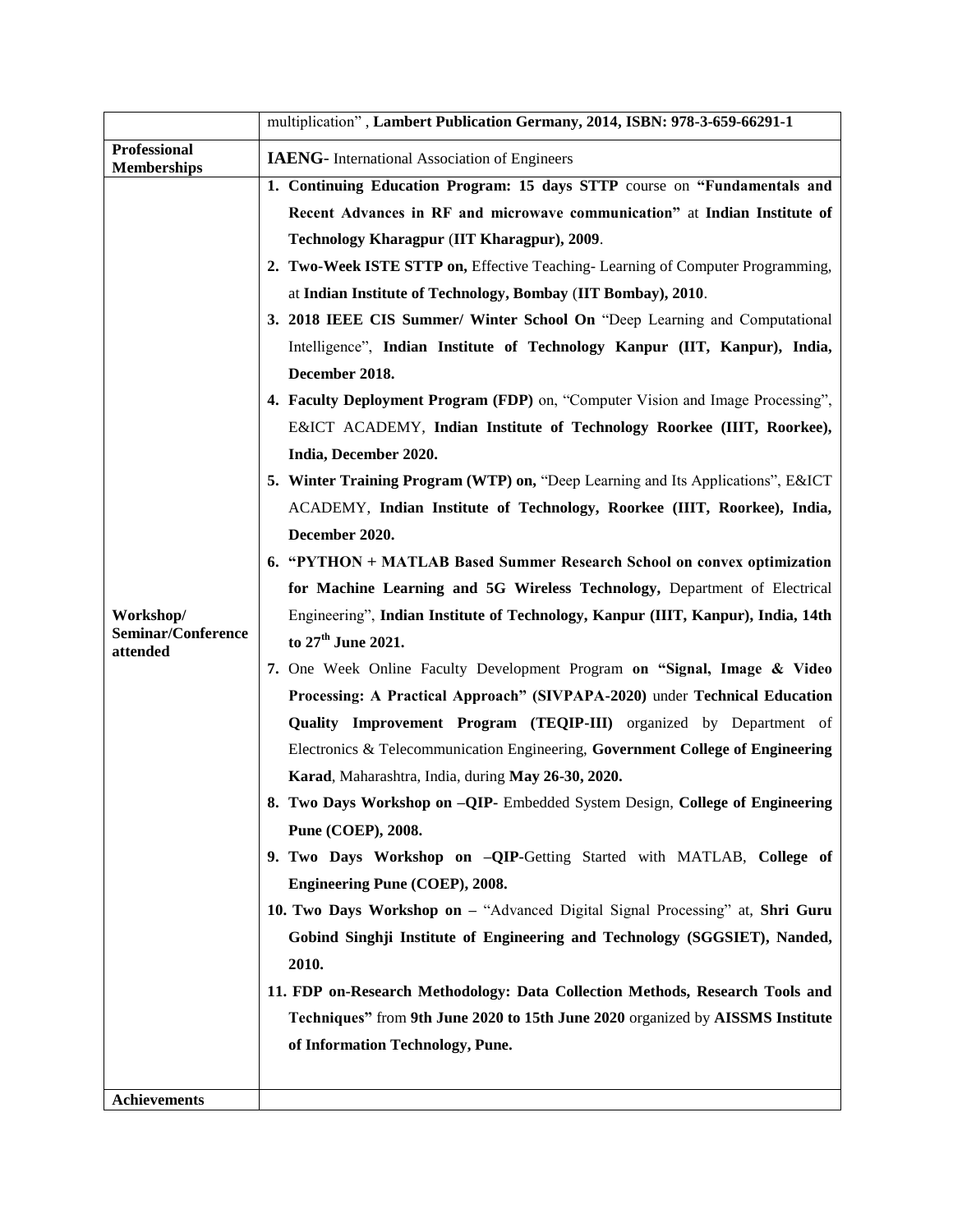| | |
|---|---|
| | multiplication" , **Lambert Publication Germany, 2014, ISBN: 978-3-659-66291-1** |
| **Professional Memberships** | **IAENG**- International Association of Engineers |
| **Workshop/ Seminar/Conference attended** | 1. **Continuing Education Program: 15 days STTP** course on **"Fundamentals and Recent Advances in RF and microwave communication"** at **Indian Institute of Technology Kharagpur** (**IIT Kharagpur), 2009**.<br>2. **Two-Week ISTE STTP on,** Effective Teaching- Learning of Computer Programming, at **Indian Institute of Technology, Bombay** (**IIT Bombay), 2010**.<br>3. **2018 IEEE CIS Summer/ Winter School On** "Deep Learning and Computational Intelligence", **Indian Institute of Technology Kanpur (IIT, Kanpur), India, December 2018.**<br>4. **Faculty Deployment Program (FDP)** on, "Computer Vision and Image Processing", E&ICT ACADEMY, **Indian Institute of Technology Roorkee (IIIT, Roorkee), India, December 2020.**<br>5. **Winter Training Program (WTP) on,** "Deep Learning and Its Applications", E&ICT ACADEMY, **Indian Institute of Technology, Roorkee (IIIT, Roorkee), India, December 2020.**<br>6. **"PYTHON + MATLAB Based Summer Research School on convex optimization for Machine Learning and 5G Wireless Technology,** Department of Electrical Engineering", **Indian Institute of Technology, Kanpur (IIIT, Kanpur), India, 14th to 27th June 2021.**<br>7. One Week Online Faculty Development Program **on "Signal, Image & Video Processing: A Practical Approach" (SIVPAPA-2020)** under **Technical Education Quality Improvement Program (TEQIP-III)** organized by Department of Electronics & Telecommunication Engineering, **Government College of Engineering Karad**, Maharashtra, India, during **May 26-30, 2020.**<br>8. **Two Days Workshop on –QIP**- Embedded System Design, **College of Engineering Pune (COEP), 2008.**<br>9. **Two Days Workshop on –QIP-**Getting Started with MATLAB, **College of Engineering Pune (COEP), 2008.**<br>10. **Two Days Workshop on –** "Advanced Digital Signal Processing" at, **Shri Guru Gobind Singhji Institute of Engineering and Technology (SGGSIET), Nanded, 2010.**<br>11. **FDP on-Research Methodology: Data Collection Methods, Research Tools and Techniques"** from **9th June 2020 to 15th June 2020** organized by **AISSMS Institute of Information Technology, Pune.** |
| **Achievements** | |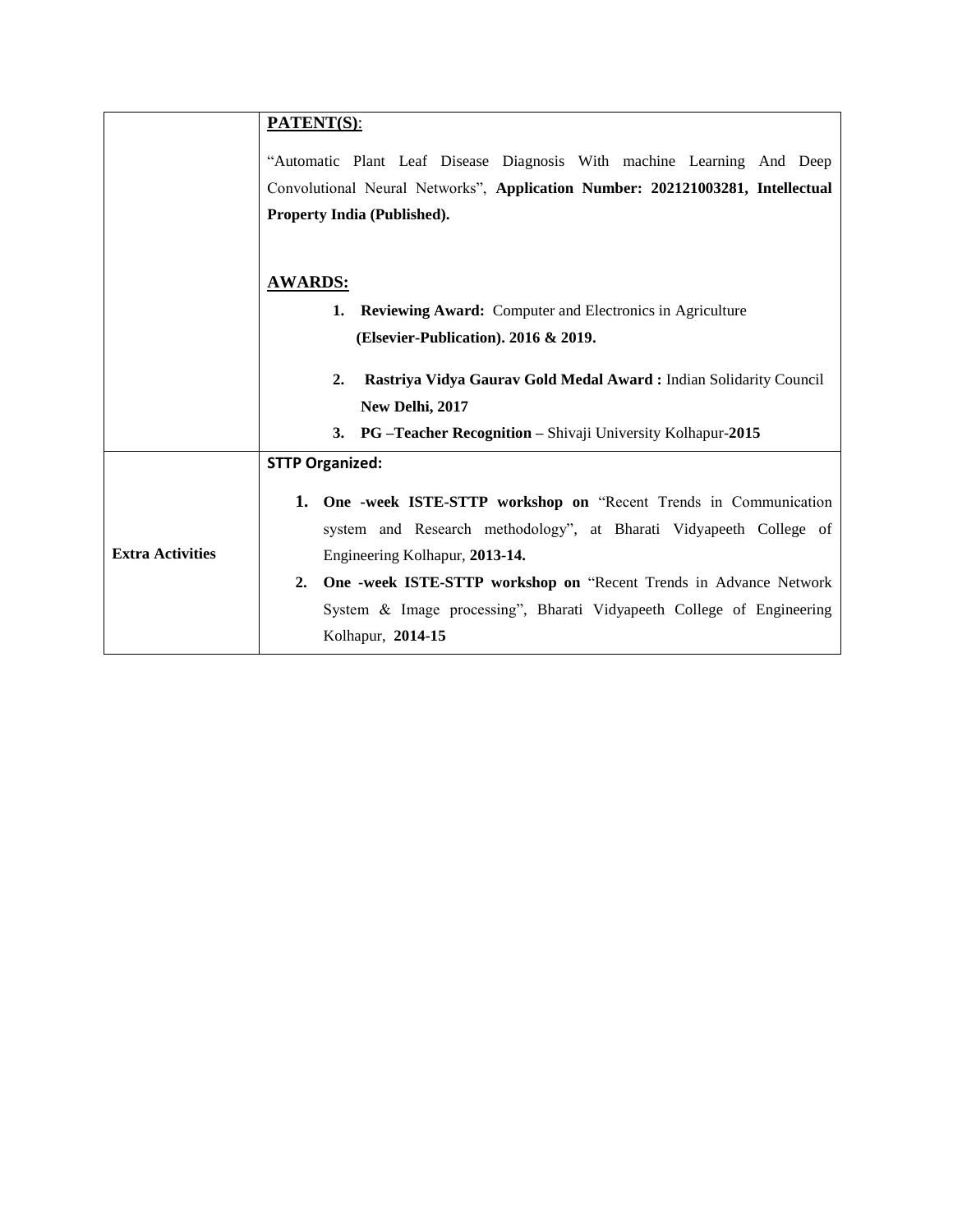| | |
|---|---|
| | **PATENT(S)**:<br><br>"Automatic Plant Leaf Disease Diagnosis With machine Learning And Deep Convolutional Neural Networks", **Application Number: 202121003281, Intellectual Property India (Published).**<br><br>**AWARDS:**<br>1. **Reviewing Award:** Computer and Electronics in Agriculture **(Elsevier-Publication). 2016 & 2019.**<br>2. **Rastriya Vidya Gaurav Gold Medal Award :** Indian Solidarity Council **New Delhi, 2017**<br>3. **PG –Teacher Recognition –** Shivaji University Kolhapur-**2015** |
| **Extra Activities** | **STTP Organized:**<br><br>1. **One -week ISTE-STTP workshop on** "Recent Trends in Communication system and Research methodology", at Bharati Vidyapeeth College of Engineering Kolhapur, **2013-14.**<br>2. **One -week ISTE-STTP workshop on** "Recent Trends in Advance Network System & Image processing", Bharati Vidyapeeth College of Engineering Kolhapur, **2014-15** |